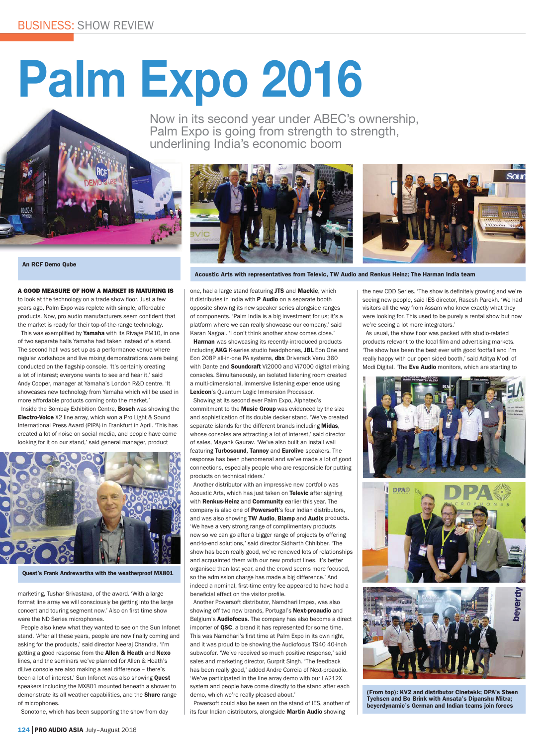BUSINESS: SHOW REVIEW

# Palm Expo 2016

Now in its second year under ABEC's ownership, Palm Expo is going from strength to strength, underlining India's economic boom

An RCF Demo Qube

Acoustic Arts with representatives from Televic, TW Audio and Renkus Heinz; The Harman India team

**A GOOD MEASURE OF HOW A MARKET IS MATURING IS** to look at the technology on a trade show floor. Just a few years ago, Palm Expo was replete with simple, affordable products. Now, pro audio manufacturers seem confident that the market is ready for their top-of-the-range technology.

This was exemplified by **Yamaha** with its Rivage PM10, in one of two separate halls Yamaha had taken instead of a stand. The second hall was set up as a performance venue where regular workshops and live mixing demonstrations were being conducted on the flagship console. 'It's certainly creating a lot of interest; everyone wants to see and hear it,' said Andy Cooper, manager at Yamaha's London R&D centre. 'It showcases new technology from Yamaha which will be used in more affordable products coming onto the market.'

Inside the Bombay Exhibition Centre, **Bosch** was showing the **Electro-Voice** X2 line array, which won a Pro Light & Sound International Press Award (PIPA) in Frankfurt in April. 'This has created a lot of noise on social media, and people have come looking for it on our stand,' said general manager, product marketing, Tushar Srivastava, of the award. 'With a large format line array we will consciously be getting into the large concert and touring segment now.' Also on first time show were the ND Series microphones.

Quest's Frank Andrewartha with the weatherproof MX801

People also knew what they wanted to see on the Sun Infonet stand. 'After all these years, people are now finally coming and asking for the products,' said director Neeraj Chandra. 'I'm getting a good response from the **Allen & Heath** and **Nexo** lines, and the seminars we've planned for Allen & Heath's dLive console are also making a real difference – there's been a lot of interest.' Sun Infonet was also showing **Quest** speakers including the MX801 mounted beneath a shower to demonstrate its all weather capabilities, and the **Shure** range of microphones.

Sonotone, which has been supporting the show from day one, had a large stand featuring **JTS** and **Mackie**, which it distributes in India with **P Audio** on a separate booth opposite showing its new speaker series alongside ranges of components. 'Palm India is a big investment for us; it's a platform where we can really showcase our company,' said Karan Nagpal. 'I don't think another show comes close.'

**Harman** was showcasing its recently-introduced products including **AKG** K-series studio headphones, **JBL** Eon One and Eon 208P all-in-one PA systems, **dbx** Driverack Venu 360 with Dante and **Soundcraft** Vi2000 and Vi7000 digital mixing consoles. Simultaneously, an isolated listening room created a multi-dimensional, immersive listening experience using **Lexicon**'s Quantum Logic Immersion Processor.

Showing at its second ever Palm Expo, Alphatec's commitment to the **Music Group** was evidenced by the size and sophistication of its double decker stand. 'We've created separate islands for the different brands including **Midas**, whose consoles are attracting a lot of interest,' said director of sales, Mayank Gaurav. 'We've also built an install wall featuring **Turbosound**, **Tannoy** and **Eurolive** speakers. The response has been phenomenal and we've made a lot of good connections, especially people who are responsible for putting products on technical riders.'

Another distributor with an impressive new portfolio was Acoustic Arts, which has just taken on **Televic** after signing with **Renkus-Heinz** and **Community** earlier this year. The company is also one of **Powersoft**'s four Indian distributors, and was also showing **TW Audio**, **Biamp** and **Audix** products. 'We have a very strong range of complimentary products now so we can go after a bigger range of projects by offering end-to-end solutions,' said director Sidharth Chhibber. 'The show has been really good, we've renewed lots of relationships and acquainted them with our new product lines. It's better organised than last year, and the crowd seems more focused, so the admission charge has made a big difference.' And indeed a nominal, first-time entry fee appeared to have had a beneficial effect on the visitor profile.

Another Powersoft distributor, Namdhari Impex, was also showing off two new brands, Portugal's **Next-proaudio** and Belgium's **Audiofocus**. The company has also become a direct importer of **QSC**, a brand it has represented for some time. This was Namdhari's first time at Palm Expo in its own right, and it was proud to be showing the Audiofocus TS40 40-inch subwoofer. 'We've received so much positive response,' said sales and marketing director, Gurprit Singh. 'The feedback has been really good,' added Andre Correia of Next-proaudio. 'We've participated in the line array demo with our LA212X system and people have come directly to the stand after each demo, which we're really pleased about.'

Powersoft could also be seen on the stand of IES, another of its four Indian distributors, alongside **Martin Audio** showing the new CDD Series. 'The show is definitely growing and we're seeing new people, said IES director, Rasesh Parekh. 'We had visitors all the way from Assam who knew exactly what they were looking for. This used to be purely a rental show but now we're seeing a lot more integrators.'

As usual, the show floor was packed with studio-related products relevant to the local film and advertising markets. 'The show has been the best ever with good footfall and I'm really happy with our open sided booth,' said Aditya Modi of Modi Digital. 'The **Eve Audio** monitors, which are starting to

(From top): KV2 and distributor Cinetekk; DPA's Steen Tychsen and Bo Brink with Ansata's Dipanshu Mitra; beyerdynamic's German and Indian teams join forces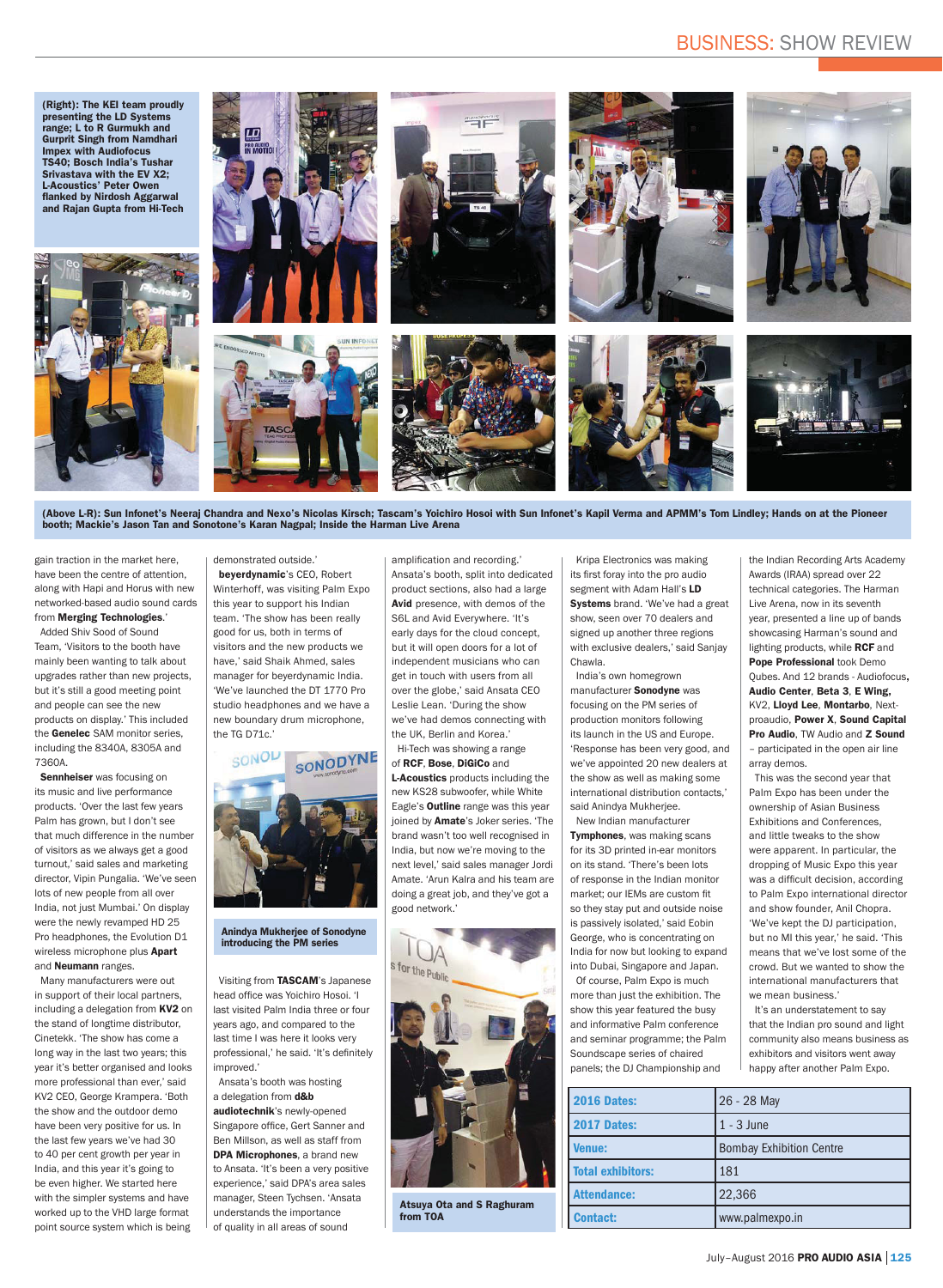(Right): The KEI team proudly presenting the LD Systems range; L to R Gurmukh and Gurprit Singh from Namdhari Impex with Audiofocus TS40; Bosch India's Tushar Srivastava with the EV X2; L-Acoustics' Peter Owen flanked by Nirdosh Aggarwal and Rajan Gupta from Hi-Tech

(Above L-R): Sun Infonet's Neeraj Chandra and Nexo's Nicolas Kirsch; Tascam's Yoichiro Hosoi with Sun Infonet's Kapil Verma and APMM's Tom Lindley; Hands on at the Pioneer booth; Mackie's Jason Tan and Sonotone's Karan Nagpal; Inside the Harman Live Arena

gain traction in the market here, have been the centre of attention, along with Hapi and Horus with new networked-based audio sound cards from **Merging Technologies**.'

Added Shiv Sood of Sound Team, 'Visitors to the booth have mainly been wanting to talk about upgrades rather than new projects, but it's still a good meeting point and people can see the new products on display.' This included the **Genelec** SAM monitor series, including the 8340A, 8305A and 7360A.

**Sennheiser** was focusing on its music and live performance products. 'Over the last few years Palm has grown, but I don't see that much difference in the number of visitors as we always get a good turnout,' said sales and marketing director, Vipin Pungalia. 'We've seen lots of new people from all over India, not just Mumbai.' On display were the newly revamped HD 25 Pro headphones, the Evolution D1 wireless microphone plus **Apart** and **Neumann** ranges.

Many manufacturers were out in support of their local partners, including a delegation from **KV2** on the stand of longtime distributor, Cinetekk. 'The show has come a long way in the last two years; this year it's better organised and looks more professional than ever,' said KV2 CEO, George Krampera. 'Both the show and the outdoor demo have been very positive for us. In the last few years we've had 30 to 40 per cent growth per year in India, and this year it's going to be even higher. We started here with the simpler systems and have worked up to the VHD large format point source system which is being demonstrated outside.'

**beyerdynamic**'s CEO, Robert Winterhoff, was visiting Palm Expo this year to support his Indian team. 'The show has been really good for us, both in terms of visitors and the new products we have,' said Shaik Ahmed, sales manager for beyerdynamic India. 'We've launched the DT 1770 Pro studio headphones and we have a new boundary drum microphone, the TG D71c.'

Anindya Mukherjee of Sonodyne introducing the PM series

Visiting from **TASCAM**'s Japanese head office was Yoichiro Hosoi. 'I last visited Palm India three or four years ago, and compared to the last time I was here it looks very professional,' he said. 'It's definitely improved.'

Ansata's booth was hosting a delegation from **d&b audiotechnik**'s newly-opened Singapore office, Gert Sanner and Ben Millson, as well as staff from **DPA Microphones**, a brand new to Ansata. 'It's been a very positive experience,' said DPA's area sales manager, Steen Tychsen. 'Ansata understands the importance of quality in all areas of sound amplification and recording.' Ansata's booth, split into dedicated product sections, also had a large **Avid** presence, with demos of the S6L and Avid Everywhere. 'It's early days for the cloud concept, but it will open doors for a lot of independent musicians who can get in touch with users from all over the globe,' said Ansata CEO Leslie Lean. 'During the show we've had demos connecting with the UK, Berlin and Korea.'

Hi-Tech was showing a range of **RCF**, **Bose**, **DiGiCo** and **L-Acoustics** products including the new KS28 subwoofer, while White Eagle's **Outline** range was this year joined by **Amate**'s Joker series. 'The brand wasn't too well recognised in India, but now we're moving to the next level,' said sales manager Jordi Amate. 'Arun Kalra and his team are doing a great job, and they've got a good network.'

Atsuya Ota and S Raghuram from TOA

Kripa Electronics was making its first foray into the pro audio segment with Adam Hall's **LD Systems** brand. 'We've had a great show, seen over 70 dealers and signed up another three regions with exclusive dealers,' said Sanjay Chawla.

India's own homegrown manufacturer **Sonodyne** was focusing on the PM series of production monitors following its launch in the US and Europe. 'Response has been very good, and we've appointed 20 new dealers at the show as well as making some international distribution contacts,' said Anindya Mukherjee.

New Indian manufacturer **Symphones**, was making scans for its 3D printed in-ear monitors on its stand. 'There's been lots of response in the Indian monitor market; our IEMs are custom fit so they stay put and outside noise is passively isolated,' said Eobin George, who is concentrating on India for now but looking to expand into Dubai, Singapore and Japan.

Of course, Palm Expo is much more than just the exhibition. The show this year featured the busy and informative Palm conference and seminar programme; the Palm Soundscape series of chaired panels; the DJ Championship and the Indian Recording Arts Academy Awards (IRAA) spread over 22 technical categories. The Harman Live Arena, now in its seventh year, presented a line up of bands showcasing Harman's sound and lighting products, while **RCF** and **Pope Professional** took Demo Qubes. And 12 brands - Audiofocus, **Audio Center**, **Beta 3**, **E Wing**, KV2, **Lloyd Lee**, **Montarbo**, Next-proaudio, **Power X**, **Sound Capital Pro Audio**, TW Audio and **Z Sound** – participated in the open air line array demos.

This was the second year that Palm Expo has been under the ownership of Asian Business Exhibitions and Conferences, and little tweaks to the show were apparent. In particular, the dropping of Music Expo this year was a difficult decision, according to Palm Expo international director and show founder, Anil Chopra. 'We've kept the DJ participation, but no MI this year,' he said. 'This means that we've lost some of the crowd. But we wanted to show the international manufacturers that we mean business.'

It's an understatement to say that the Indian pro sound and light community also means business as exhibitors and visitors went away happy after another Palm Expo.

| | |
|---|---|
| **2016 Dates:** | 26 - 28 May |
| **2017 Dates:** | 1 - 3 June |
| **Venue:** | Bombay Exhibition Centre |
| **Total exhibitors:** | 181 |
| **Attendance:** | 22,366 |
| **Contact:** | www.palmexpo.in |